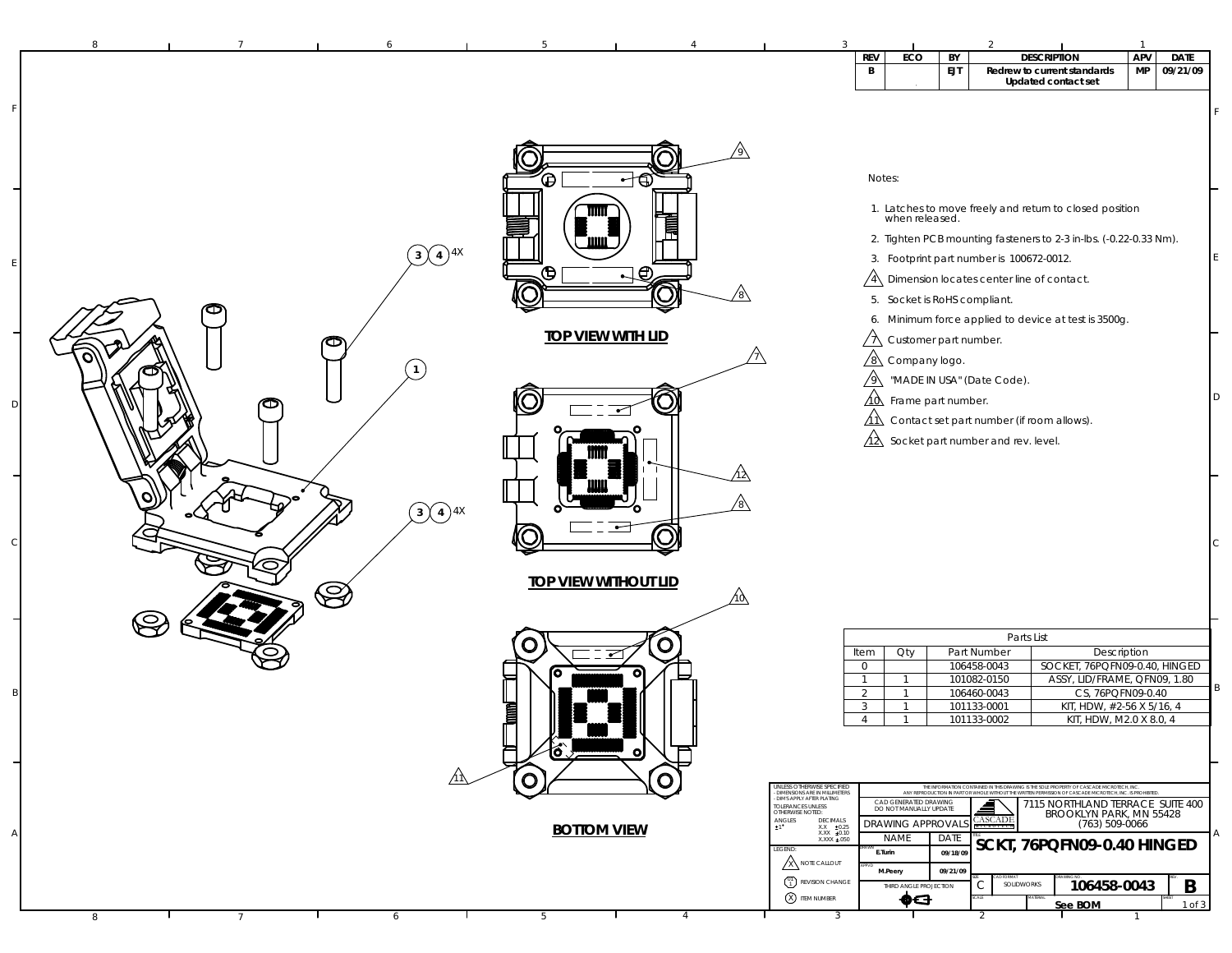| REV | ECO | BY | DESCRIPTION | APV | DATE |
|---|---|---|---|---|---|
| B | | EJT | Redrew to current standards<br>Updated contact set | MP | 09/21/09 |

**TOP VIEW WITH LID**

**TOP VIEW WITHOUT LID**

**BOTTOM VIEW**

Notes:

1. Latches to move freely and return to closed position when released.
2. Tighten PCB mounting fasteners to 2-3 in-lbs. (-0.22-0.33 Nm).
3. Footprint part number is 100672-0012.
4. Dimension locates center line of contact.
5. Socket is RoHS compliant.
6. Minimum force applied to device at test is 3500g.
7. Customer part number.
8. Company logo.
9. "MADE IN USA" (Date Code).
10. Frame part number.
11. Contact set part number (if room allows).
12. Socket part number and rev. level.

| Parts List | | | |
|---|---|---|---|
| Item | Qty | Part Number | Description |
| 0 | | 106458-0043 | SOCKET, 76PQFN09-0.40, HINGED |
| 1 | 1 | 101082-0150 | ASSY, LID/FRAME, QFN09, 1.80 |
| 2 | 1 | 106460-0043 | CS, 76PQFN09-0.40 |
| 3 | 1 | 101133-0001 | KIT, HDW, #2-56 X 5/16, 4 |
| 4 | 1 | 101133-0002 | KIT, HDW, M2.0 X 8.0, 4 |

UNLESS OTHERWISE SPECIFIED
- DIMENSIONS ARE IN MILLIMETERS
- DIM'S APPLY AFTER PLATING
TOLERANCES UNLESS OTHERWISE NOTED:
ANGLES ±1°
DECIMALS X.X ±0.25, X.XX ±0.10, X.XXX ±.050

LEGEND: NOTE CALLOUT; REVISION CHANGE; ITEM NUMBER

THE INFORMATION CONTAINED IN THIS DRAWING IS THE SOLE PROPERTY OF CASCADE MICROTECH, INC. ANY REPRODUCTION IN PART OR WHOLE WITHOUT THE WRITTEN PERMISSION OF CASCADE MICROTECH, INC. IS PROHIBITED.

CAD GENERATED DRAWING DO NOT MANUALLY UPDATE

DRAWING APPROVALS

| NAME | DATE |
|---|---|
| DRAWN: E.Turin | 09/18/09 |
| APP'D: M.Peery | 09/21/09 |

THIRD ANGLE PROJECTION

CASCADE MICROTECH
7115 NORTHLAND TERRACE SUITE 400
BROOKLYN PARK, MN 55428
(763) 509-0066

TITLE: SCKT, 76PQFN09-0.40 HINGED

SIZE: C | CAD FORMAT: SOLIDWORKS | DRAWING NO: 106458-0043 | REV: B

MATERIAL: See BOM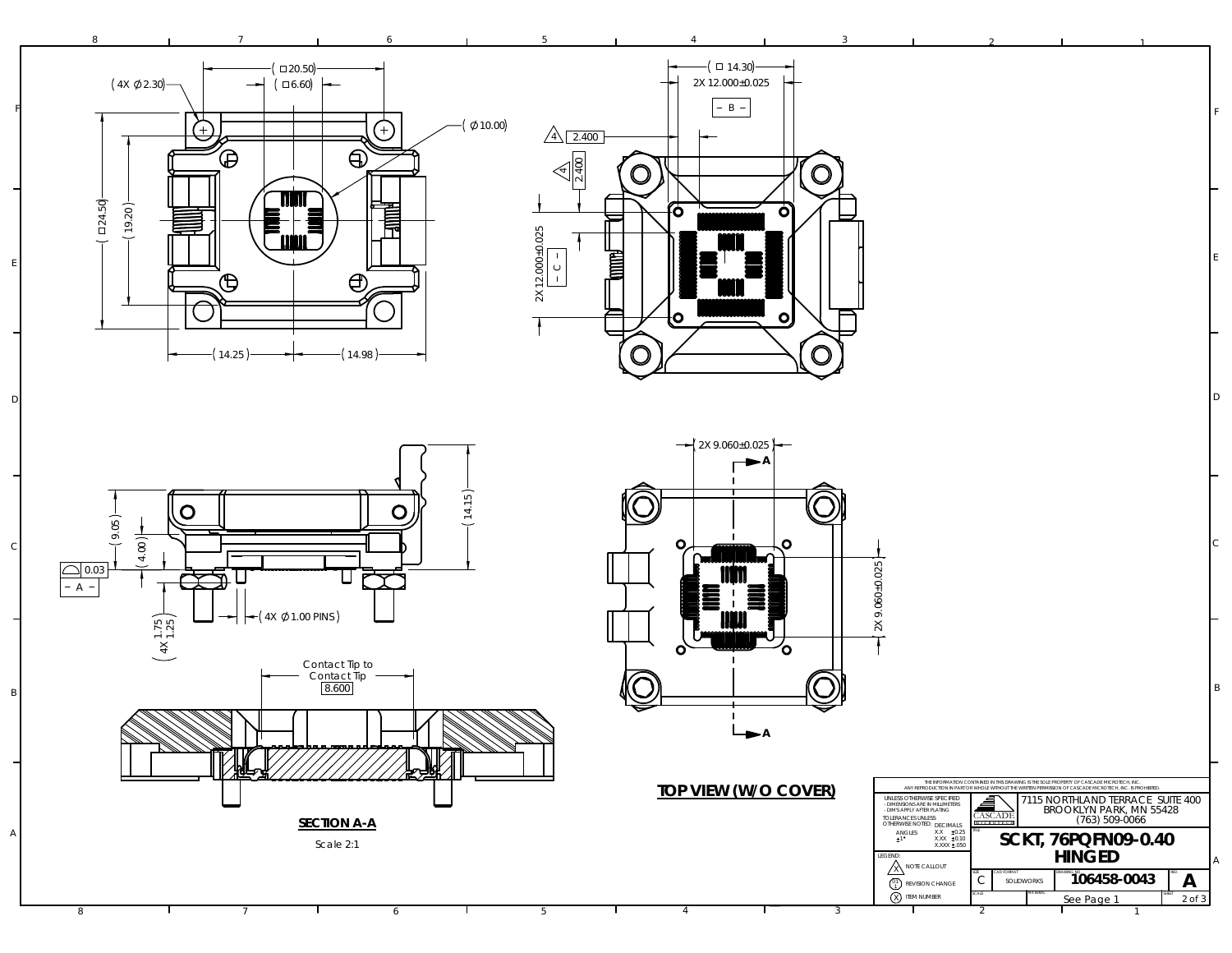( 4X ∅2.30)

( □20.50)

( □6.60)

( ∅10.00)

( 24.50)

( 19.20)

( 14.25)

( 14.98)

( □ 14.30)

2X 12.000±0.025

– B –

4 2.400

4 2.400

2X 12.000±0.025

– C –

2X 9.060±0.025

A

A

2X 9.060±0.025

( 9.05)

( 4.00)

( 14.15)

0.03

– A –

( 4X ∅1.00 PINS)

( 4X 1.75 1.25)

Contact Tip to Contact Tip

8.600

**SECTION A-A**

Scale 2:1

**TOP VIEW (W/O COVER)**

THE INFORMATION CONTAINED IN THIS DRAWING IS THE SOLE PROPERTY OF CASCADE MICROTECH, INC. ANY REPRODUCTION IN PART OR WHOLE WITHOUT THE WRITTEN PERMISSION OF CASCADE MICROTECH, INC. IS PROHIBITED.

UNLESS OTHERWISE SPECIFIED
- DIMENSIONS ARE IN MILLIMETERS
- DIM'S APPLY AFTER PLATING

TOLERANCES UNLESS OTHERWISE NOTED:

| ANGLES | DECIMALS | |
|---|---|---|
| ±1° | X.X | ±0.25 |
| | X.XX | ±0.10 |
| | X.XXX | ±.050 |

LEGEND:
- X NOTE CALLOUT
- 01 REVISION CHANGE
- X ITEM NUMBER

CASCADE MICROTECH

7115 NORTHLAND TERRACE SUITE 400
BROOKLYN PARK, MN 55428
(763) 509-0066

TITLE: **SCKT, 76PQFN09-0.40 HINGED**

| SIZE | CAD FORMAT | DRAWING NO. | REV. |
|---|---|---|---|
| C | SOLIDWORKS | 106458-0043 | A |

SCALE | SPEC SERIAL | See Page 1 | SHEET 2 of 3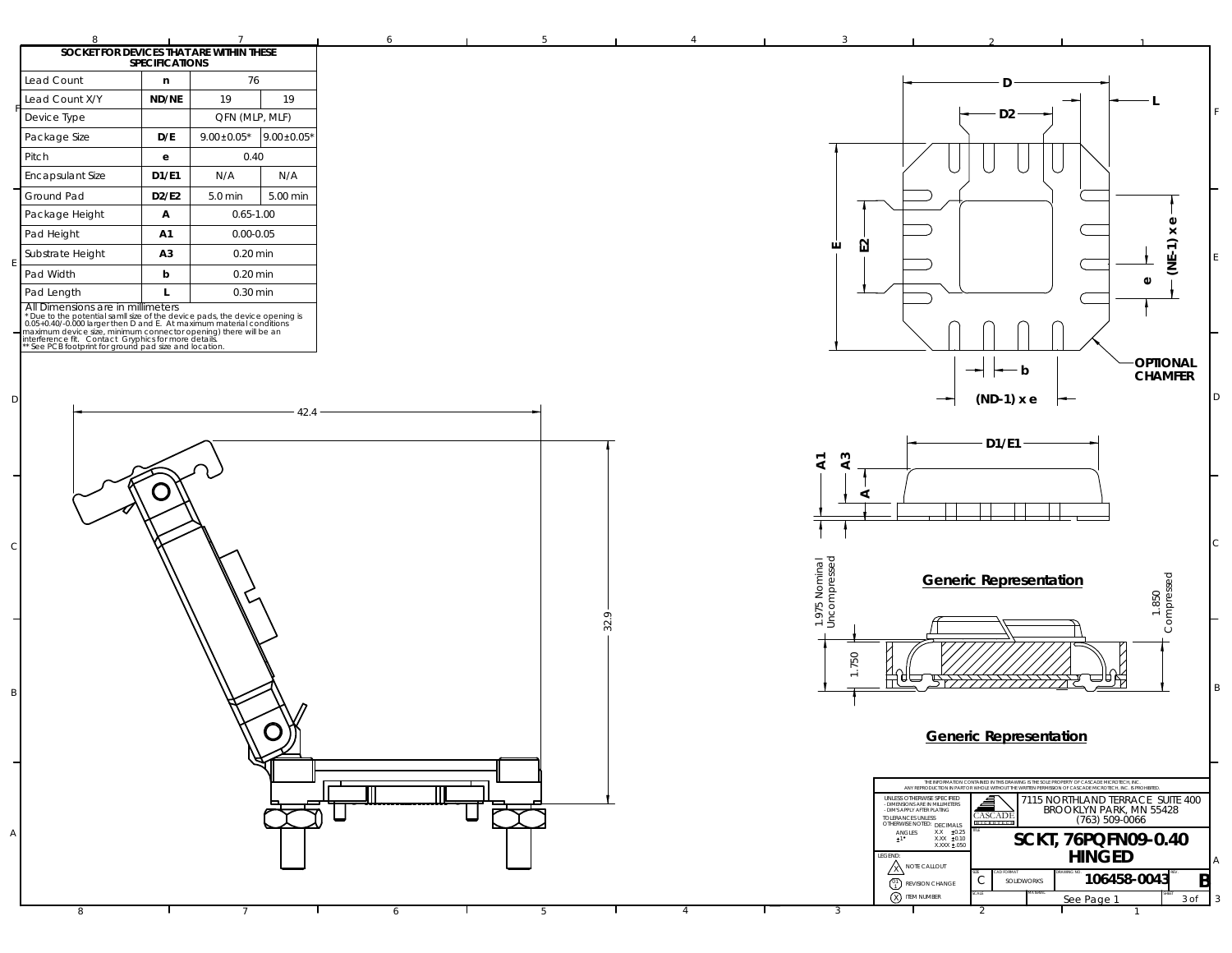| SOCKET FOR DEVICES THAT ARE WITHIN THESE SPECIFICATIONS | | | |
|---|---|---|---|
| Lead Count | n | 76 | |
| Lead Count X/Y | ND/NE | 19 | 19 |
| Device Type | | QFN (MLP, MLF) | |
| Package Size | D/E | 9.00±0.05* | 9.00±0.05* |
| Pitch | e | 0.40 | |
| Encapsulant Size | D1/E1 | N/A | N/A |
| Ground Pad | D2/E2 | 5.0 min | 5.00 min |
| Package Height | A | 0.65-1.00 | |
| Pad Height | A1 | 0.00-0.05 | |
| Substrate Height | A3 | 0.20 min | |
| Pad Width | b | 0.20 min | |
| Pad Length | L | 0.30 min | |

All Dimensions are in millimeters
* Due to the potential samll size of the device pads, the device opening is 0.05+0.40/-0.000 larger then D and E. At maximum material conditions maximum device size, minimum connector opening) there will be an interference fit. Contact Gryphics for more details.
** See PCB footprint for ground pad size and location.

42.4
32.9

D
D2
L
E
E2
(NE-1) x e
e
b
(ND-1) x e
OPTIONAL CHAMFER

D1/E1
A1
A3
A

Generic Representation

1.975 Nominal Uncompressed
1.750
1.850 Compressed

Generic Representation

THE INFORMATION CONTAINED IN THIS DRAWING IS THE SOLE PROPERTY OF CASCADE MICROTECH, INC. ANY REPRODUCTION IN PART OR WHOLE WITHOUT THE WRITTEN PERMISSION OF CASCADE MICROTECH, INC. IS PROHIBITED.

UNLESS OTHERWISE SPECIFIED
- DIMENSIONS ARE IN MILLIMETERS
- DIM'S APPLY AFTER PLATING
TOLERANCES UNLESS OTHERWISE NOTED: DECIMALS
ANGLES ±1° X.X ±0.25 X.XX ±0.10 X.XXX ±.050

CASCADE
7115 NORTHLAND TERRACE SUITE 400
BROOKLYN PARK, MN 55428
(763) 509-0066

TITLE
SCKT, 76PQFN09-0.40 HINGED

LEGEND:
NOTE CALLOUT
REVISION CHANGE
ITEM NUMBER

SIZE C | CAD FORMAT SOLIDWORKS | DRAWING NO. 106458-0043 | REV. B
SCALE | MATERIAL See Page 1 | SHEET 3 of 3